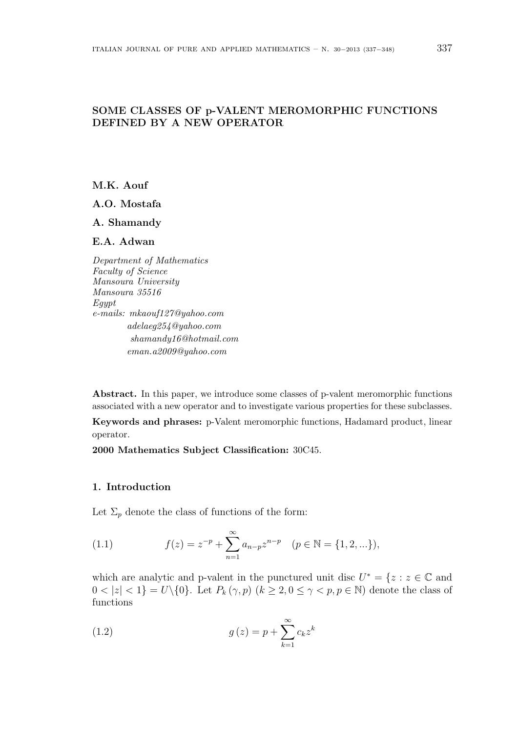# SOME CLASSES OF p-VALENT MEROMORPHIC FUNCTIONS DEFINED BY A NEW OPERATOR

**M.K. Aouf**

**A.O. Mostafa**

**A. Shamandy**

**E.A. Adwan**

*Department of Mathematics*
*Faculty of Science*
*Mansoura University*
*Mansoura 35516*
*Egypt*
*e-mails: mkaouf127@yahoo.com*
*adelaeg254@yahoo.com*
*shamandy16@hotmail.com*
*eman.a2009@yahoo.com*

**Abstract.** In this paper, we introduce some classes of p-valent meromorphic functions associated with a new operator and to investigate various properties for these subclasses.

**Keywords and phrases:** p-Valent meromorphic functions, Hadamard product, linear operator.

**2000 Mathematics Subject Classification:** 30C45.

## 1. Introduction

Let $\Sigma_p$ denote the class of functions of the form:

$$f(z) = z^{-p} + \sum_{n=1}^{\infty} a_{n-p} z^{n-p} \quad (p \in \mathbb{N} = \{1, 2, ...\}), \tag{1.1}$$

which are analytic and p-valent in the punctured unit disc $U^* = \{z : z \in \mathbb{C}$ and $0 < |z| < 1\} = U \backslash \{0\}$. Let $P_k(\gamma, p)$ $(k \geq 2, 0 \leq \gamma < p, p \in \mathbb{N})$ denote the class of functions

$$g(z) = p + \sum_{k=1}^{\infty} c_k z^k \tag{1.2}$$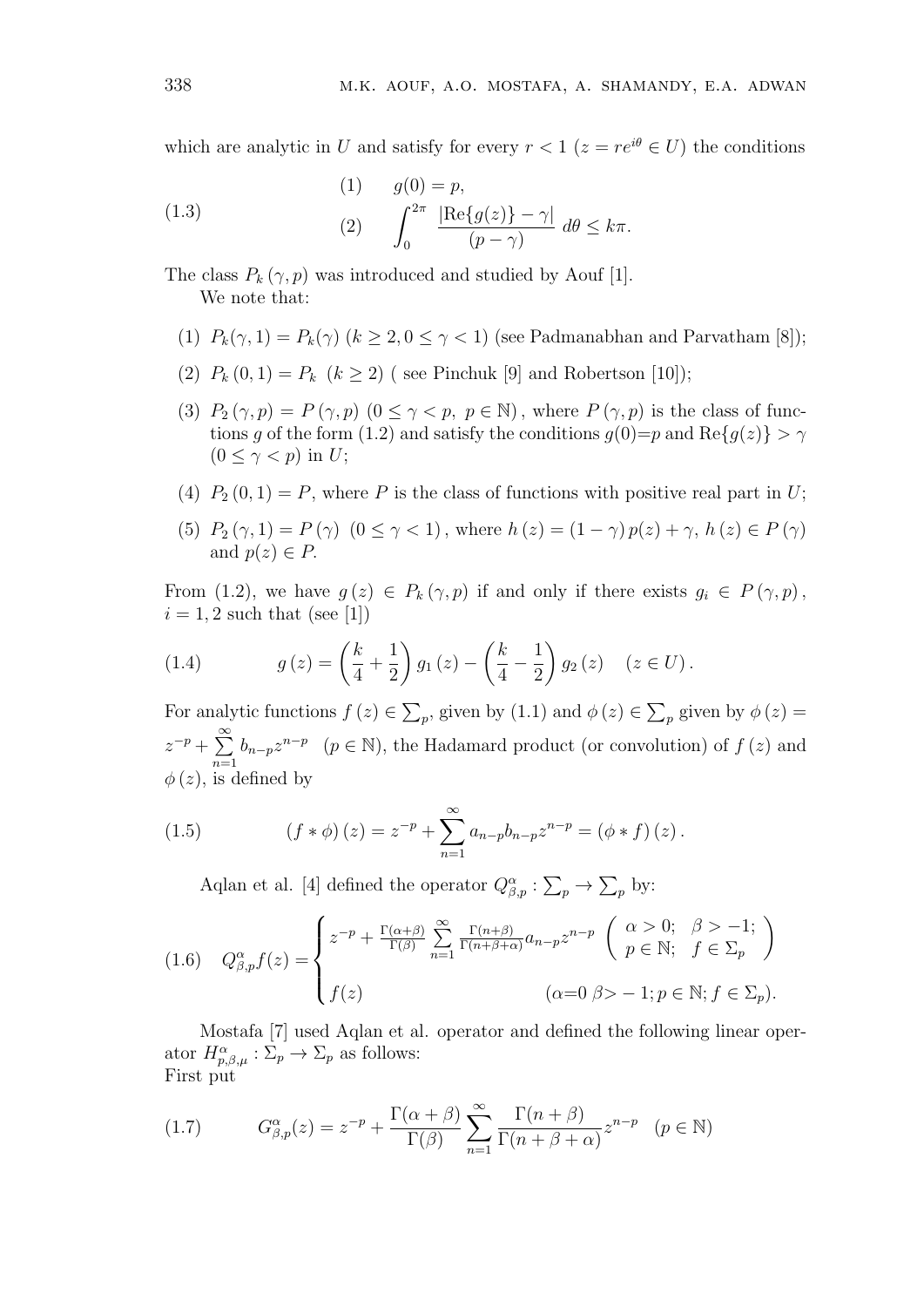which are analytic in $U$ and satisfy for every $r < 1$ ($z = re^{i\theta} \in U$) the conditions

$$
(1.3) \qquad \begin{aligned} &(1) \qquad g(0) = p, \\ &(2) \qquad \int_0^{2\pi} \frac{|\mathrm{Re}\{g(z)\} - \gamma|}{(p-\gamma)}\, d\theta \le k\pi. \end{aligned}
$$

The class $P_k(\gamma, p)$ was introduced and studied by Aouf [1].

We note that:

1. $P_k(\gamma, 1) = P_k(\gamma)$ ($k \ge 2, 0 \le \gamma < 1$) (see Padmanabhan and Parvatham [8]);
2. $P_k(0,1) = P_k$ ($k \ge 2$) ( see Pinchuk [9] and Robertson [10]);
3. $P_2(\gamma, p) = P(\gamma, p)$ $(0 \le \gamma < p,\ p \in \mathbb{N})$, where $P(\gamma, p)$ is the class of functions $g$ of the form (1.2) and satisfy the conditions $g(0)=p$ and $\mathrm{Re}\{g(z)\} > \gamma$ $(0 \le \gamma < p)$ in $U$;
4. $P_2(0,1) = P$, where $P$ is the class of functions with positive real part in $U$;
5. $P_2(\gamma, 1) = P(\gamma)$ $(0 \le \gamma < 1)$, where $h(z) = (1-\gamma)p(z) + \gamma$, $h(z) \in P(\gamma)$ and $p(z) \in P$.

From (1.2), we have $g(z) \in P_k(\gamma, p)$ if and only if there exists $g_i \in P(\gamma, p)$, $i = 1, 2$ such that (see [1])

$$
(1.4) \qquad g(z) = \left(\frac{k}{4} + \frac{1}{2}\right) g_1(z) - \left(\frac{k}{4} - \frac{1}{2}\right) g_2(z) \quad (z \in U).
$$

For analytic functions $f(z) \in \sum_p$, given by (1.1) and $\phi(z) \in \sum_p$ given by $\phi(z) = z^{-p} + \sum\limits_{n=1}^{\infty} b_{n-p} z^{n-p}$ $(p \in \mathbb{N})$, the Hadamard product (or convolution) of $f(z)$ and $\phi(z)$, is defined by

$$
(1.5) \qquad (f * \phi)(z) = z^{-p} + \sum_{n=1}^{\infty} a_{n-p} b_{n-p} z^{n-p} = (\phi * f)(z).
$$

Aqlan et al. [4] defined the operator $Q^{\alpha}_{\beta,p} : \sum_p \to \sum_p$ by:

$$
(1.6) \quad Q^{\alpha}_{\beta,p} f(z) = \begin{cases} z^{-p} + \frac{\Gamma(\alpha+\beta)}{\Gamma(\beta)} \sum\limits_{n=1}^{\infty} \frac{\Gamma(n+\beta)}{\Gamma(n+\beta+\alpha)} a_{n-p} z^{n-p} & \left( \begin{array}{l} \alpha > 0; \quad \beta > -1; \\ p \in \mathbb{N}; \quad f \in \Sigma_p \end{array} \right) \\ \\ f(z) & (\alpha = 0\ \beta > -1; p \in \mathbb{N}; f \in \Sigma_p). \end{cases}
$$

Mostafa [7] used Aqlan et al. operator and defined the following linear operator $H^{\alpha}_{p,\beta,\mu} : \Sigma_p \to \Sigma_p$ as follows:
First put

$$
(1.7) \qquad G^{\alpha}_{\beta,p}(z) = z^{-p} + \frac{\Gamma(\alpha+\beta)}{\Gamma(\beta)} \sum_{n=1}^{\infty} \frac{\Gamma(n+\beta)}{\Gamma(n+\beta+\alpha)} z^{n-p} \quad (p \in \mathbb{N})
$$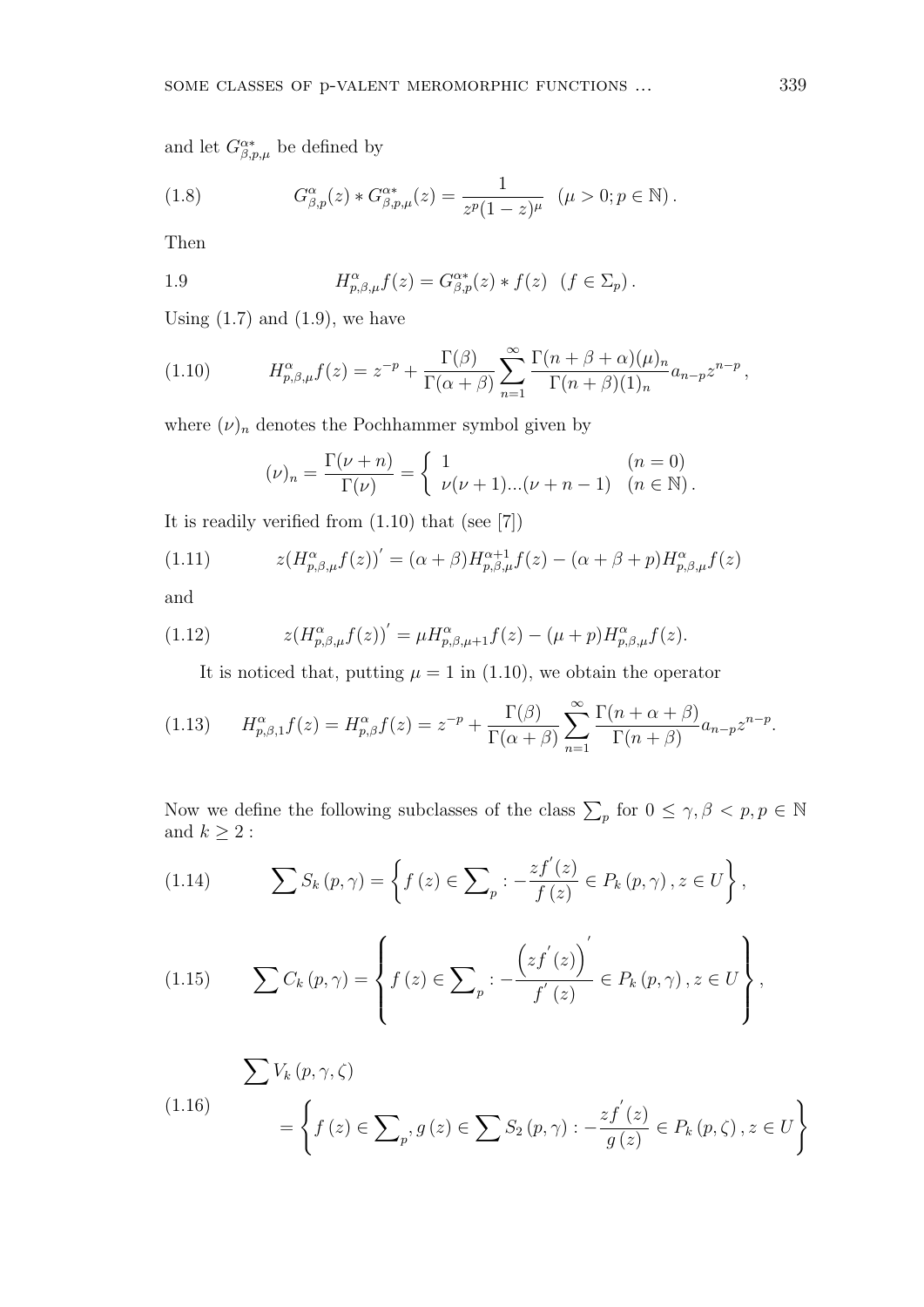and let $G^{\alpha *}_{\beta,p,\mu}$ be defined by

$$G^{\alpha}_{\beta,p}(z) * G^{\alpha *}_{\beta,p,\mu}(z) = \frac{1}{z^p(1-z)^{\mu}} \quad (\mu > 0; p \in \mathbb{N}) . \tag{1.8}$$

Then

$$H^{\alpha}_{p,\beta,\mu} f(z) = G^{\alpha *}_{\beta,p}(z) * f(z) \quad (f \in \Sigma_p) . \tag{1.9}$$

Using (1.7) and (1.9), we have

$$H^{\alpha}_{p,\beta,\mu} f(z) = z^{-p} + \frac{\Gamma(\beta)}{\Gamma(\alpha+\beta)} \sum_{n=1}^{\infty} \frac{\Gamma(n+\beta+\alpha)(\mu)_n}{\Gamma(n+\beta)(1)_n} a_{n-p} z^{n-p} , \tag{1.10}$$

where $(\nu)_n$ denotes the Pochhammer symbol given by

$$(\nu)_n = \frac{\Gamma(\nu+n)}{\Gamma(\nu)} = \begin{cases} 1 & (n=0) \\ \nu(\nu+1)...(\nu+n-1) & (n \in \mathbb{N}) . \end{cases}$$

It is readily verified from (1.10) that (see [7])

$$z(H^{\alpha}_{p,\beta,\mu} f(z))' = (\alpha+\beta) H^{\alpha+1}_{p,\beta,\mu} f(z) - (\alpha+\beta+p) H^{\alpha}_{p,\beta,\mu} f(z) \tag{1.11}$$

and

$$z(H^{\alpha}_{p,\beta,\mu} f(z))' = \mu H^{\alpha}_{p,\beta,\mu+1} f(z) - (\mu+p) H^{\alpha}_{p,\beta,\mu} f(z). \tag{1.12}$$

It is noticed that, putting $\mu = 1$ in (1.10), we obtain the operator

$$H^{\alpha}_{p,\beta,1} f(z) = H^{\alpha}_{p,\beta} f(z) = z^{-p} + \frac{\Gamma(\beta)}{\Gamma(\alpha+\beta)} \sum_{n=1}^{\infty} \frac{\Gamma(n+\alpha+\beta)}{\Gamma(n+\beta)} a_{n-p} z^{n-p}. \tag{1.13}$$

Now we define the following subclasses of the class $\sum_p$ for $0 \leq \gamma, \beta < p, p \in \mathbb{N}$ and $k \geq 2$ :

$$\sum S_k(p,\gamma) = \left\{ f(z) \in \sum\nolimits_p : -\frac{zf'(z)}{f(z)} \in P_k(p,\gamma), z \in U \right\}, \tag{1.14}$$

$$\sum C_k(p,\gamma) = \left\{ f(z) \in \sum\nolimits_p : -\frac{\left(zf'(z)\right)'}{f'(z)} \in P_k(p,\gamma), z \in U \right\}, \tag{1.15}$$

$$\begin{aligned} &\sum V_k(p,\gamma,\zeta) \\ &= \left\{ f(z) \in \sum\nolimits_p, g(z) \in \sum S_2(p,\gamma) : -\frac{zf'(z)}{g(z)} \in P_k(p,\zeta), z \in U \right\} \end{aligned} \tag{1.16}$$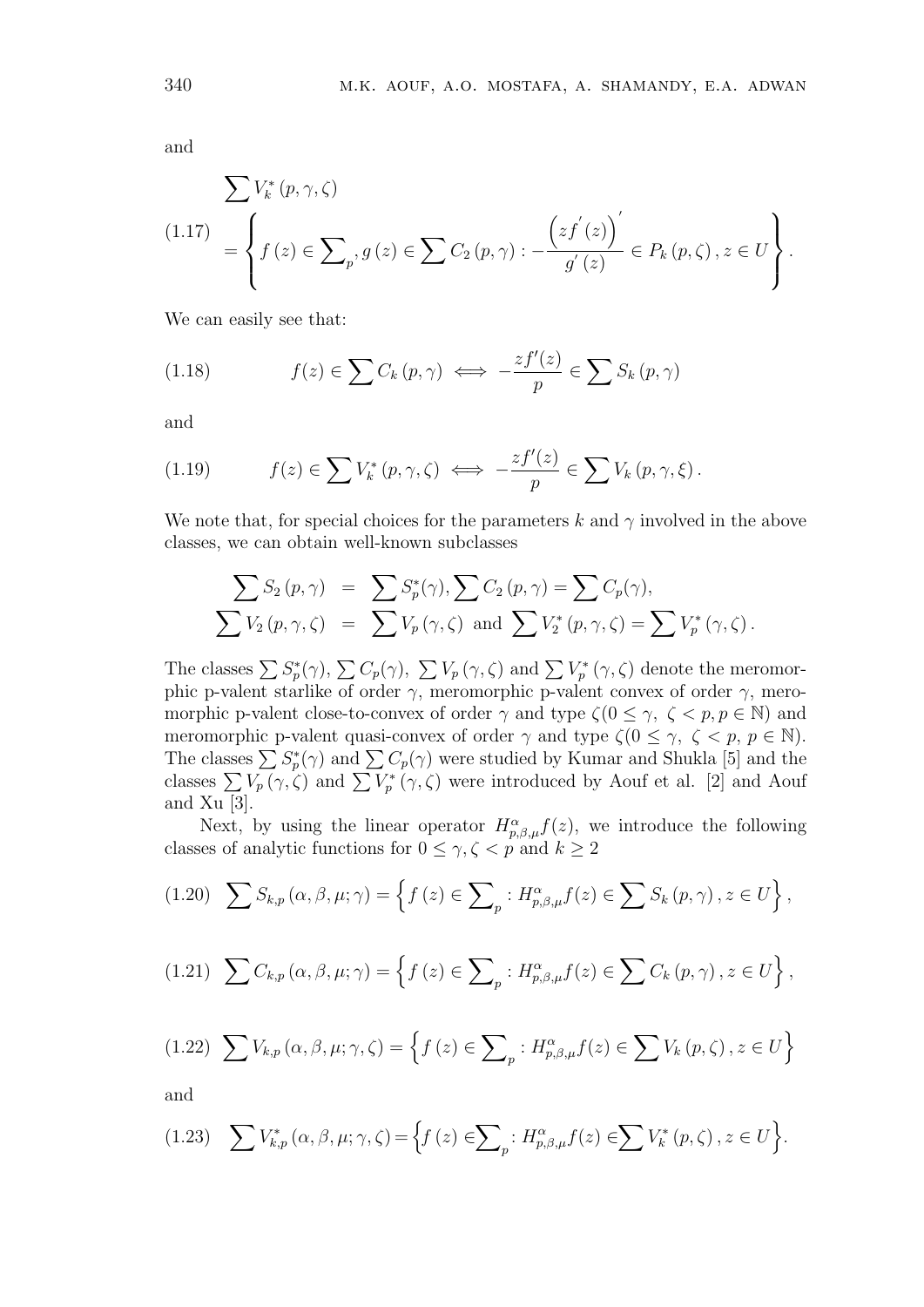and

$$\sum V_k^*(p,\gamma,\zeta) \tag{1.17}$$
$$= \left\{ f(z) \in \sum\nolimits_p, g(z) \in \sum C_2(p,\gamma) : -\frac{\left(zf'(z)\right)'}{g'(z)} \in P_k(p,\zeta), z \in U \right\}.$$

We can easily see that:

$$f(z) \in \sum C_k(p,\gamma) \iff -\frac{zf'(z)}{p} \in \sum S_k(p,\gamma) \tag{1.18}$$

and

$$f(z) \in \sum V_k^*(p,\gamma,\zeta) \iff -\frac{zf'(z)}{p} \in \sum V_k(p,\gamma,\xi). \tag{1.19}$$

We note that, for special choices for the parameters $k$ and $\gamma$ involved in the above classes, we can obtain well-known subclasses

$$\begin{aligned}
\sum S_2(p,\gamma) &= \sum S_p^*(\gamma), \sum C_2(p,\gamma) = \sum C_p(\gamma), \\
\sum V_2(p,\gamma,\zeta) &= \sum V_p(\gamma,\zeta) \text{ and } \sum V_2^*(p,\gamma,\zeta) = \sum V_p^*(\gamma,\zeta).
\end{aligned}$$

The classes $\sum S_p^*(\gamma)$, $\sum C_p(\gamma)$, $\sum V_p(\gamma,\zeta)$ and $\sum V_p^*(\gamma,\zeta)$ denote the meromorphic p-valent starlike of order $\gamma$, meromorphic p-valent convex of order $\gamma$, meromorphic p-valent close-to-convex of order $\gamma$ and type $\zeta (0 \le \gamma,\ \zeta < p, p \in \mathbb{N})$ and meromorphic p-valent quasi-convex of order $\gamma$ and type $\zeta (0 \le \gamma,\ \zeta < p,\ p \in \mathbb{N})$. The classes $\sum S_p^*(\gamma)$ and $\sum C_p(\gamma)$ were studied by Kumar and Shukla [5] and the classes $\sum V_p(\gamma,\zeta)$ and $\sum V_p^*(\gamma,\zeta)$ were introduced by Aouf et al. [2] and Aouf and Xu [3].

Next, by using the linear operator $H_{p,\beta,\mu}^{\alpha} f(z)$, we introduce the following classes of analytic functions for $0 \le \gamma, \zeta < p$ and $k \ge 2$

$$\sum S_{k,p}(\alpha,\beta,\mu;\gamma) = \left\{ f(z) \in \sum\nolimits_p : H_{p,\beta,\mu}^{\alpha} f(z) \in \sum S_k(p,\gamma), z \in U \right\}, \tag{1.20}$$

$$\sum C_{k,p}(\alpha,\beta,\mu;\gamma) = \left\{ f(z) \in \sum\nolimits_p : H_{p,\beta,\mu}^{\alpha} f(z) \in \sum C_k(p,\gamma), z \in U \right\}, \tag{1.21}$$

$$\sum V_{k,p}(\alpha,\beta,\mu;\gamma,\zeta) = \left\{ f(z) \in \sum\nolimits_p : H_{p,\beta,\mu}^{\alpha} f(z) \in \sum V_k(p,\zeta), z \in U \right\} \tag{1.22}$$

and

$$\sum V_{k,p}^*(\alpha,\beta,\mu;\gamma,\zeta) = \left\{ f(z) \in \sum\nolimits_p : H_{p,\beta,\mu}^{\alpha} f(z) \in \sum V_k^*(p,\zeta), z \in U \right\}. \tag{1.23}$$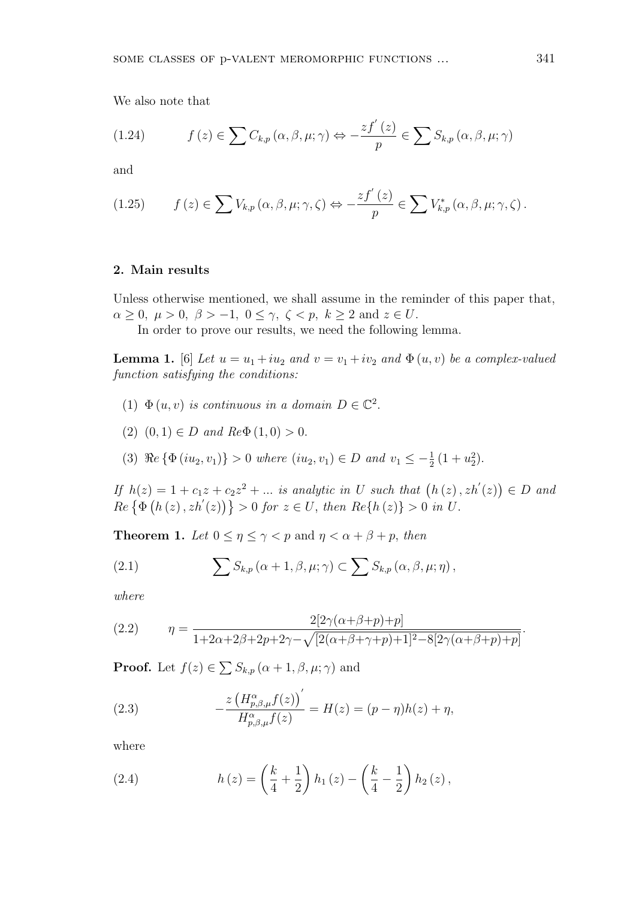We also note that

$$f(z) \in \sum C_{k,p}(\alpha,\beta,\mu;\gamma) \Leftrightarrow -\frac{zf'(z)}{p} \in \sum S_{k,p}(\alpha,\beta,\mu;\gamma) \tag{1.24}$$

and

$$f(z) \in \sum V_{k,p}(\alpha,\beta,\mu;\gamma,\zeta) \Leftrightarrow -\frac{zf'(z)}{p} \in \sum V^{*}_{k,p}(\alpha,\beta,\mu;\gamma,\zeta). \tag{1.25}$$

## 2. Main results

Unless otherwise mentioned, we shall assume in the reminder of this paper that, $\alpha \geq 0,\ \mu > 0,\ \beta > -1,\ 0 \leq \gamma,\ \zeta < p,\ k \geq 2$ and $z \in U$.

In order to prove our results, we need the following lemma.

**Lemma 1.** [6] *Let $u = u_1 + iu_2$ and $v = v_1 + iv_2$ and $\Phi(u,v)$ be a complex-valued function satisfying the conditions:*

1. *$\Phi(u,v)$ is continuous in a domain $D \in \mathbb{C}^2$.*
2. *$(0,1) \in D$ and $Re\Phi(1,0) > 0$.*
3. *$\Re e\{\Phi(iu_2, v_1)\} > 0$ where $(iu_2, v_1) \in D$ and $v_1 \leq -\frac{1}{2}(1 + u_2^2)$.*

*If $h(z) = 1 + c_1 z + c_2 z^2 + \ldots$ is analytic in $U$ such that $(h(z), zh'(z)) \in D$ and $Re\{\Phi(h(z), zh'(z))\} > 0$ for $z \in U$, then $Re\{h(z)\} > 0$ in $U$.*

**Theorem 1.** *Let $0 \leq \eta \leq \gamma < p$ and $\eta < \alpha + \beta + p$, then*

$$\sum S_{k,p}(\alpha+1,\beta,\mu;\gamma) \subset \sum S_{k,p}(\alpha,\beta,\mu;\eta), \tag{2.1}$$

*where*

$$\eta = \frac{2[2\gamma(\alpha+\beta+p)+p]}{1+2\alpha+2\beta+2p+2\gamma-\sqrt{[2(\alpha+\beta+\gamma+p)+1]^2-8[2\gamma(\alpha+\beta+p)+p]}}. \tag{2.2}$$

**Proof.** Let $f(z) \in \sum S_{k,p}(\alpha+1,\beta,\mu;\gamma)$ and

$$-\frac{z\left(H^{\alpha}_{p,\beta,\mu}f(z)\right)'}{H^{\alpha}_{p,\beta,\mu}f(z)} = H(z) = (p-\eta)h(z) + \eta, \tag{2.3}$$

where

$$h(z) = \left(\frac{k}{4} + \frac{1}{2}\right)h_1(z) - \left(\frac{k}{4} - \frac{1}{2}\right)h_2(z), \tag{2.4}$$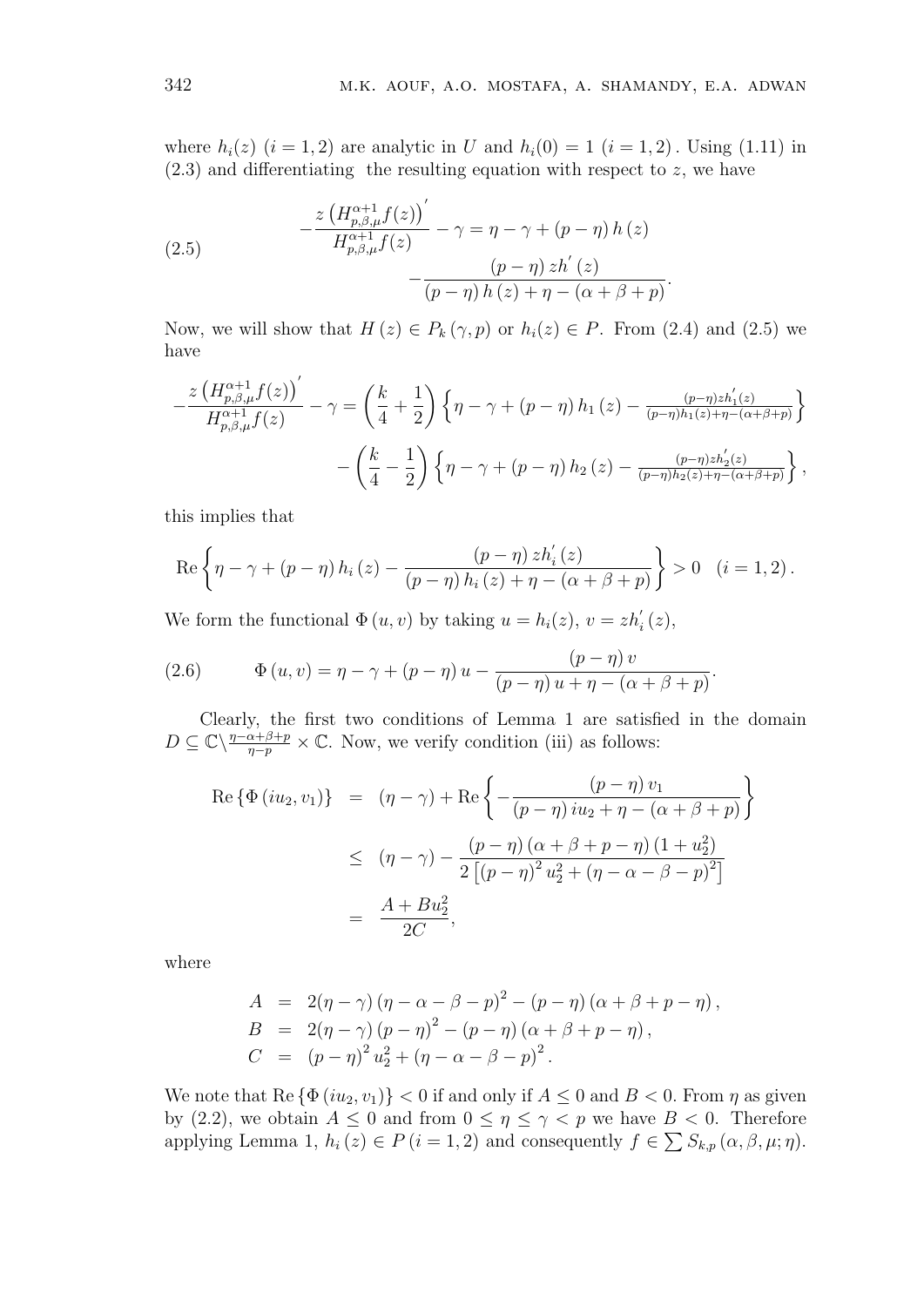where $h_i(z)$ $(i = 1, 2)$ are analytic in $U$ and $h_i(0) = 1$ $(i = 1, 2)$. Using (1.11) in (2.3) and differentiating the resulting equation with respect to $z$, we have

$$
-\frac{z\left(H_{p,\beta,\mu}^{\alpha+1}f(z)\right)'}{H_{p,\beta,\mu}^{\alpha+1}f(z)} - \gamma = \eta - \gamma + (p-\eta)\,h(z) - \frac{(p-\eta)\,zh'(z)}{(p-\eta)\,h(z) + \eta - (\alpha+\beta+p)}. \tag{2.5}
$$

Now, we will show that $H(z) \in P_k(\gamma, p)$ or $h_i(z) \in P$. From (2.4) and (2.5) we have

$$
\begin{aligned}
-\frac{z\left(H_{p,\beta,\mu}^{\alpha+1}f(z)\right)'}{H_{p,\beta,\mu}^{\alpha+1}f(z)} - \gamma &= \left(\frac{k}{4}+\frac{1}{2}\right)\left\{\eta - \gamma + (p-\eta)\,h_1(z) - \frac{(p-\eta)zh_1'(z)}{(p-\eta)h_1(z)+\eta-(\alpha+\beta+p)}\right\} \\
&\quad - \left(\frac{k}{4}-\frac{1}{2}\right)\left\{\eta - \gamma + (p-\eta)\,h_2(z) - \frac{(p-\eta)zh_2'(z)}{(p-\eta)h_2(z)+\eta-(\alpha+\beta+p)}\right\},
\end{aligned}
$$

this implies that

$$
\mathrm{Re}\left\{\eta - \gamma + (p-\eta)\,h_i(z) - \frac{(p-\eta)\,zh_i'(z)}{(p-\eta)\,h_i(z) + \eta - (\alpha+\beta+p)}\right\} > 0 \quad (i = 1, 2).
$$

We form the functional $\Phi(u, v)$ by taking $u = h_i(z)$, $v = zh_i'(z)$,

$$
\Phi(u, v) = \eta - \gamma + (p-\eta)\,u - \frac{(p-\eta)\,v}{(p-\eta)\,u + \eta - (\alpha+\beta+p)}. \tag{2.6}
$$

Clearly, the first two conditions of Lemma 1 are satisfied in the domain $D \subseteq \mathbb{C}\backslash \frac{\eta-\alpha+\beta+p}{\eta-p} \times \mathbb{C}$. Now, we verify condition (iii) as follows:

$$
\begin{aligned}
\mathrm{Re}\left\{\Phi(iu_2, v_1)\right\} &= (\eta-\gamma) + \mathrm{Re}\left\{-\frac{(p-\eta)\,v_1}{(p-\eta)\,iu_2 + \eta - (\alpha+\beta+p)}\right\} \\
&\leq (\eta-\gamma) - \frac{(p-\eta)(\alpha+\beta+p-\eta)(1+u_2^2)}{2\left[(p-\eta)^2 u_2^2 + (\eta-\alpha-\beta-p)^2\right]} \\
&= \frac{A + Bu_2^2}{2C},
\end{aligned}
$$

where

$$
\begin{aligned}
A &= 2(\eta-\gamma)(\eta-\alpha-\beta-p)^2 - (p-\eta)(\alpha+\beta+p-\eta), \\
B &= 2(\eta-\gamma)(p-\eta)^2 - (p-\eta)(\alpha+\beta+p-\eta), \\
C &= (p-\eta)^2 u_2^2 + (\eta-\alpha-\beta-p)^2.
\end{aligned}
$$

We note that $\mathrm{Re}\left\{\Phi(iu_2, v_1)\right\} < 0$ if and only if $A \leq 0$ and $B < 0$. From $\eta$ as given by (2.2), we obtain $A \leq 0$ and from $0 \leq \eta \leq \gamma < p$ we have $B < 0$. Therefore applying Lemma 1, $h_i(z) \in P$ $(i = 1, 2)$ and consequently $f \in \sum S_{k,p}(\alpha, \beta, \mu; \eta)$.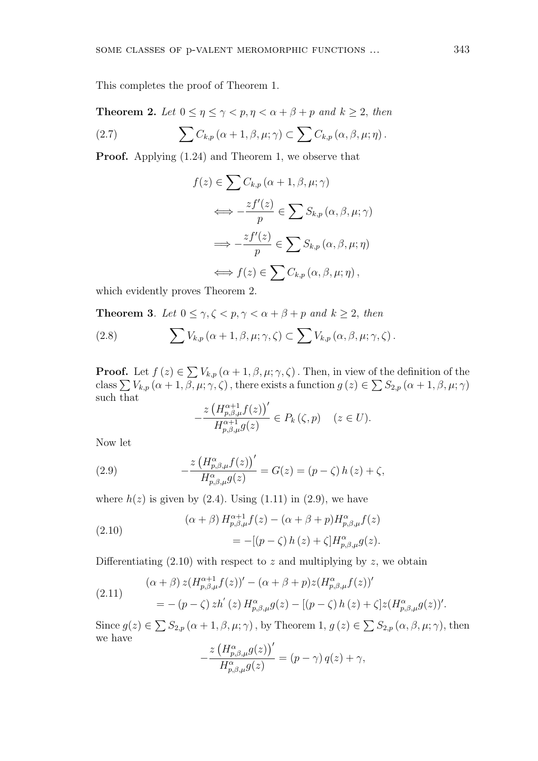This completes the proof of Theorem 1.

**Theorem 2.** *Let $0 \leq \eta \leq \gamma < p, \eta < \alpha + \beta + p$ and $k \geq 2$, then*

$$\sum C_{k,p}(\alpha+1,\beta,\mu;\gamma) \subset \sum C_{k,p}(\alpha,\beta,\mu;\eta). \tag{2.7}$$

**Proof.** Applying (1.24) and Theorem 1, we observe that

$$\begin{aligned} f(z) &\in \sum C_{k,p}(\alpha+1,\beta,\mu;\gamma) \\ &\Longleftrightarrow -\frac{zf'(z)}{p} \in \sum S_{k,p}(\alpha,\beta,\mu;\gamma) \\ &\Longrightarrow -\frac{zf'(z)}{p} \in \sum S_{k,p}(\alpha,\beta,\mu;\eta) \\ &\Longleftrightarrow f(z) \in \sum C_{k,p}(\alpha,\beta,\mu;\eta), \end{aligned}$$

which evidently proves Theorem 2.

**Theorem 3**. *Let $0 \leq \gamma, \zeta < p, \gamma < \alpha + \beta + p$ and $k \geq 2$, then*

$$\sum V_{k,p}(\alpha+1,\beta,\mu;\gamma,\zeta) \subset \sum V_{k,p}(\alpha,\beta,\mu;\gamma,\zeta). \tag{2.8}$$

**Proof.** Let $f(z) \in \sum V_{k,p}(\alpha+1,\beta,\mu;\gamma,\zeta)$. Then, in view of the definition of the class $\sum V_{k,p}(\alpha+1,\beta,\mu;\gamma,\zeta)$, there exists a function $g(z) \in \sum S_{2,p}(\alpha+1,\beta,\mu;\gamma)$ such that

$$-\frac{z\left(H_{p,\beta,\mu}^{\alpha+1}f(z)\right)'}{H_{p,\beta,\mu}^{\alpha+1}g(z)} \in P_k(\zeta,p) \quad (z \in U).$$

Now let

$$-\frac{z\left(H_{p,\beta,\mu}^{\alpha}f(z)\right)'}{H_{p,\beta,\mu}^{\alpha}g(z)} = G(z) = (p-\zeta)h(z) + \zeta, \tag{2.9}$$

where $h(z)$ is given by (2.4). Using (1.11) in (2.9), we have

$$\begin{aligned} &(\alpha+\beta)H_{p,\beta,\mu}^{\alpha+1}f(z) - (\alpha+\beta+p)H_{p,\beta,\mu}^{\alpha}f(z) \\ &\qquad = -[(p-\zeta)h(z)+\zeta]H_{p,\beta,\mu}^{\alpha}g(z). \end{aligned} \tag{2.10}$$

Differentiating (2.10) with respect to $z$ and multiplying by $z$, we obtain

$$\begin{aligned} &(\alpha+\beta)z(H_{p,\beta,\mu}^{\alpha+1}f(z))' - (\alpha+\beta+p)z(H_{p,\beta,\mu}^{\alpha}f(z))' \\ &\qquad = -(p-\zeta)zh'(z)H_{p,\beta,\mu}^{\alpha}g(z) - [(p-\zeta)h(z)+\zeta]z(H_{p,\beta,\mu}^{\alpha}g(z))'. \end{aligned} \tag{2.11}$$

Since $g(z) \in \sum S_{2,p}(\alpha+1,\beta,\mu;\gamma)$, by Theorem 1, $g(z) \in \sum S_{2,p}(\alpha,\beta,\mu;\gamma)$, then we have

$$-\frac{z\left(H_{p,\beta,\mu}^{\alpha}g(z)\right)'}{H_{p,\beta,\mu}^{\alpha}g(z)} = (p-\gamma)q(z) + \gamma,$$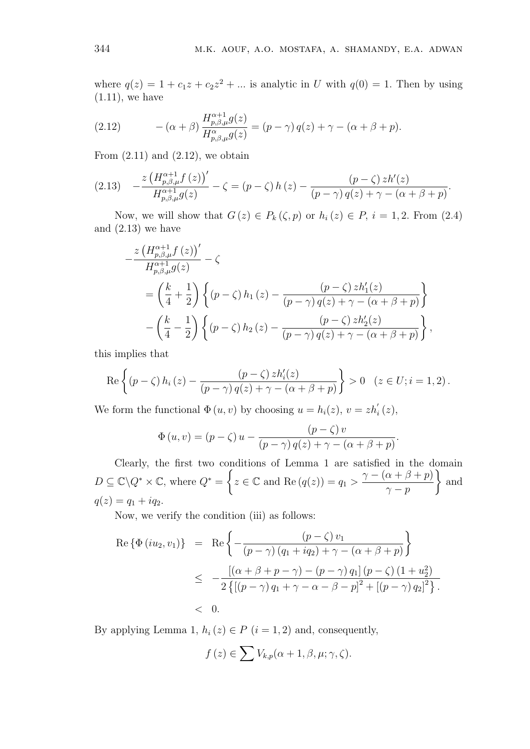where $q(z) = 1 + c_1 z + c_2 z^2 + ...$ is analytic in $U$ with $q(0) = 1$. Then by using (1.11), we have

$$-(\alpha+\beta)\frac{H^{\alpha+1}_{p,\beta,\mu}g(z)}{H^{\alpha}_{p,\beta,\mu}g(z)} = (p-\gamma)\,q(z) + \gamma - (\alpha+\beta+p). \tag{2.12}$$

From (2.11) and (2.12), we obtain

$$-\frac{z\left(H^{\alpha+1}_{p,\beta,\mu}f(z)\right)'}{H^{\alpha+1}_{p,\beta,\mu}g(z)} - \zeta = (p-\zeta)\,h(z) - \frac{(p-\zeta)\,zh'(z)}{(p-\gamma)\,q(z) + \gamma - (\alpha+\beta+p)}. \tag{2.13}$$

Now, we will show that $G(z) \in P_k(\zeta, p)$ or $h_i(z) \in P$, $i = 1, 2$. From (2.4) and (2.13) we have

$$\begin{aligned}
&-\frac{z\left(H^{\alpha+1}_{p,\beta,\mu}f(z)\right)'}{H^{\alpha+1}_{p,\beta,\mu}g(z)} - \zeta \\
&\quad = \left(\frac{k}{4}+\frac{1}{2}\right)\left\{(p-\zeta)\,h_1(z) - \frac{(p-\zeta)\,zh_1'(z)}{(p-\gamma)\,q(z)+\gamma-(\alpha+\beta+p)}\right\} \\
&\quad\quad - \left(\frac{k}{4}-\frac{1}{2}\right)\left\{(p-\zeta)\,h_2(z) - \frac{(p-\zeta)\,zh_2'(z)}{(p-\gamma)\,q(z)+\gamma-(\alpha+\beta+p)}\right\},
\end{aligned}$$

this implies that

$$\operatorname{Re}\left\{(p-\zeta)\,h_i(z) - \frac{(p-\zeta)\,zh_i'(z)}{(p-\gamma)\,q(z)+\gamma-(\alpha+\beta+p)}\right\} > 0 \quad (z \in U; i = 1, 2).$$

We form the functional $\Phi(u, v)$ by choosing $u = h_i(z)$, $v = zh_i'(z)$,

$$\Phi(u,v) = (p-\zeta)\,u - \frac{(p-\zeta)\,v}{(p-\gamma)\,q(z)+\gamma-(\alpha+\beta+p)}.$$

Clearly, the first two conditions of Lemma 1 are satisfied in the domain $D \subseteq \mathbb{C}\backslash Q^* \times \mathbb{C}$, where $Q^* = \left\{z \in \mathbb{C} \text{ and } \operatorname{Re}(q(z)) = q_1 > \dfrac{\gamma-(\alpha+\beta+p)}{\gamma-p}\right\}$ and $q(z) = q_1 + iq_2$.

Now, we verify the condition (iii) as follows:

$$\begin{aligned}
\operatorname{Re}\{\Phi(iu_2, v_1)\} &= \operatorname{Re}\left\{-\frac{(p-\zeta)\,v_1}{(p-\gamma)\,(q_1+iq_2)+\gamma-(\alpha+\beta+p)}\right\} \\
&\le -\frac{[(\alpha+\beta+p-\gamma)-(p-\gamma)\,q_1]\,(p-\zeta)\,(1+u_2^2)}{2\left\{[(p-\gamma)\,q_1+\gamma-\alpha-\beta-p]^2 + [(p-\gamma)\,q_2]^2\right\}}. \\
&< 0.
\end{aligned}$$

By applying Lemma 1, $h_i(z) \in P$ $(i = 1, 2)$ and, consequently,

$$f(z) \in \sum V_{k,p}(\alpha+1, \beta, \mu; \gamma, \zeta).$$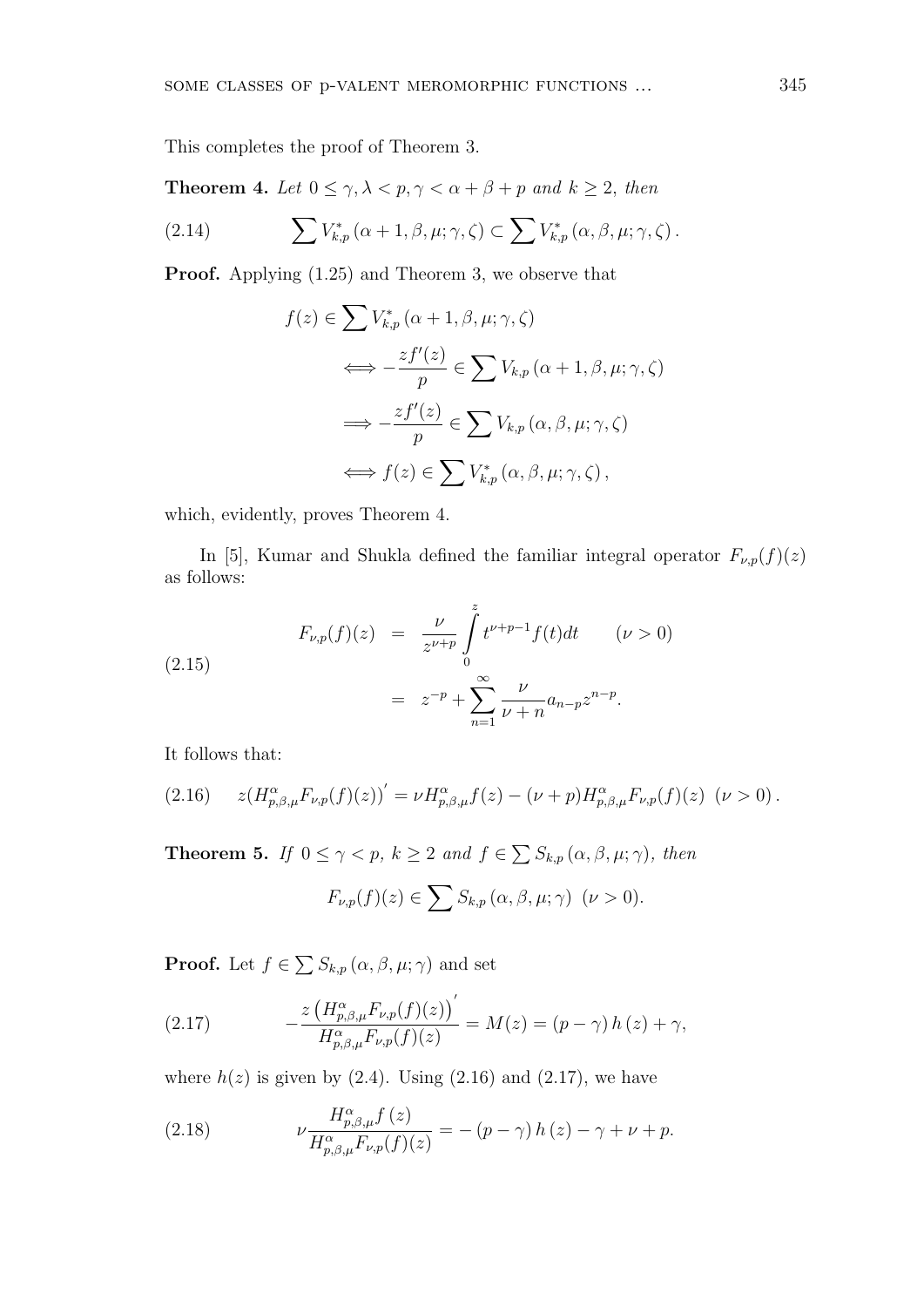This completes the proof of Theorem 3.

**Theorem 4.** *Let $0 \le \gamma, \lambda < p, \gamma < \alpha + \beta + p$ and $k \ge 2$, then*

$$\sum V^*_{k,p}(\alpha+1,\beta,\mu;\gamma,\zeta) \subset \sum V^*_{k,p}(\alpha,\beta,\mu;\gamma,\zeta). \tag{2.14}$$

**Proof.** Applying (1.25) and Theorem 3, we observe that

$$\begin{aligned} f(z) &\in \sum V^*_{k,p}(\alpha+1,\beta,\mu;\gamma,\zeta) \\ &\Longleftrightarrow -\frac{zf'(z)}{p} \in \sum V_{k,p}(\alpha+1,\beta,\mu;\gamma,\zeta) \\ &\Longrightarrow -\frac{zf'(z)}{p} \in \sum V_{k,p}(\alpha,\beta,\mu;\gamma,\zeta) \\ &\Longleftrightarrow f(z) \in \sum V^*_{k,p}(\alpha,\beta,\mu;\gamma,\zeta), \end{aligned}$$

which, evidently, proves Theorem 4.

In [5], Kumar and Shukla defined the familiar integral operator $F_{\nu,p}(f)(z)$ as follows:

$$\begin{aligned} F_{\nu,p}(f)(z) &= \frac{\nu}{z^{\nu+p}} \int_0^z t^{\nu+p-1} f(t)dt \qquad (\nu > 0) \\ &= z^{-p} + \sum_{n=1}^{\infty} \frac{\nu}{\nu+n} a_{n-p} z^{n-p}. \end{aligned} \tag{2.15}$$

It follows that:

$$z(H^{\alpha}_{p,\beta,\mu} F_{\nu,p}(f)(z))' = \nu H^{\alpha}_{p,\beta,\mu} f(z) - (\nu+p) H^{\alpha}_{p,\beta,\mu} F_{\nu,p}(f)(z) \ \ (\nu > 0). \tag{2.16}$$

**Theorem 5.** *If $0 \le \gamma < p$, $k \ge 2$ and $f \in \sum S_{k,p}(\alpha,\beta,\mu;\gamma)$, then*

$$F_{\nu,p}(f)(z) \in \sum S_{k,p}(\alpha,\beta,\mu;\gamma) \ \ (\nu > 0).$$

**Proof.** Let $f \in \sum S_{k,p}(\alpha,\beta,\mu;\gamma)$ and set

$$-\frac{z\left(H^{\alpha}_{p,\beta,\mu} F_{\nu,p}(f)(z)\right)'}{H^{\alpha}_{p,\beta,\mu} F_{\nu,p}(f)(z)} = M(z) = (p-\gamma)\, h(z) + \gamma, \tag{2.17}$$

where $h(z)$ is given by (2.4). Using (2.16) and (2.17), we have

$$\nu \frac{H^{\alpha}_{p,\beta,\mu} f(z)}{H^{\alpha}_{p,\beta,\mu} F_{\nu,p}(f)(z)} = -(p-\gamma)\, h(z) - \gamma + \nu + p. \tag{2.18}$$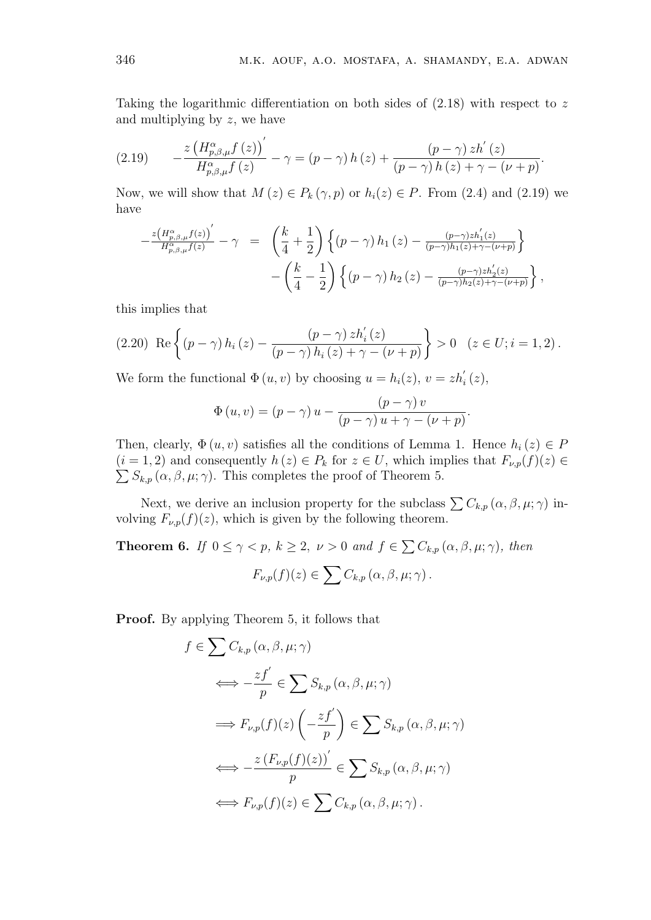Taking the logarithmic differentiation on both sides of (2.18) with respect to $z$ and multiplying by $z$, we have

$$-\frac{z\left(H_{p,\beta,\mu}^{\alpha}f\left(z\right)\right)^{'}}{H_{p,\beta,\mu}^{\alpha}f\left(z\right)}-\gamma=\left(p-\gamma\right)h\left(z\right)+\frac{\left(p-\gamma\right)zh^{'}\left(z\right)}{\left(p-\gamma\right)h\left(z\right)+\gamma-\left(\nu+p\right)}. \tag{2.19}$$

Now, we will show that $M\left(z\right)\in P_{k}\left(\gamma,p\right)$ or $h_{i}(z)\in P$. From (2.4) and (2.19) we have

$$\begin{aligned}-\frac{z\left(H_{p,\beta,\mu}^{\alpha}f(z)\right)^{'}}{H_{p,\beta,\mu}^{\alpha}f(z)}-\gamma &= \left(\frac{k}{4}+\frac{1}{2}\right)\left\{\left(p-\gamma\right)h_{1}\left(z\right)-\frac{(p-\gamma)zh_{1}^{'}(z)}{(p-\gamma)h_{1}(z)+\gamma-(\nu+p)}\right\}\\ &\quad-\left(\frac{k}{4}-\frac{1}{2}\right)\left\{\left(p-\gamma\right)h_{2}\left(z\right)-\frac{(p-\gamma)zh_{2}^{'}(z)}{(p-\gamma)h_{2}(z)+\gamma-(\nu+p)}\right\},\end{aligned}$$

this implies that

$$\operatorname{Re}\left\{\left(p-\gamma\right)h_{i}\left(z\right)-\frac{\left(p-\gamma\right)zh_{i}^{'}\left(z\right)}{\left(p-\gamma\right)h_{i}\left(z\right)+\gamma-\left(\nu+p\right)}\right\}>0\quad\left(z\in U;i=1,2\right). \tag{2.20}$$

We form the functional $\Phi\left(u,v\right)$ by choosing $u=h_{i}(z),\ v=zh_{i}^{'}\left(z\right)$,

$$\Phi\left(u,v\right)=\left(p-\gamma\right)u-\frac{\left(p-\gamma\right)v}{\left(p-\gamma\right)u+\gamma-\left(\nu+p\right)}.$$

Then, clearly, $\Phi\left(u,v\right)$ satisfies all the conditions of Lemma 1. Hence $h_{i}\left(z\right)\in P$ $(i=1,2)$ and consequently $h\left(z\right)\in P_{k}$ for $z\in U$, which implies that $F_{\nu,p}(f)(z)\in\sum S_{k,p}\left(\alpha,\beta,\mu;\gamma\right)$. This completes the proof of Theorem 5.

Next, we derive an inclusion property for the subclass $\sum C_{k,p}\left(\alpha,\beta,\mu;\gamma\right)$ involving $F_{\nu,p}(f)(z)$, which is given by the following theorem.

**Theorem 6.** *If $0\leq\gamma<p,\ k\geq 2,\ \nu>0$ and $f\in\sum C_{k,p}\left(\alpha,\beta,\mu;\gamma\right)$, then*

$$F_{\nu,p}(f)(z)\in\sum C_{k,p}\left(\alpha,\beta,\mu;\gamma\right).$$

**Proof.** By applying Theorem 5, it follows that

$$\begin{aligned}&f\in\sum C_{k,p}\left(\alpha,\beta,\mu;\gamma\right)\\ &\iff-\frac{zf^{'}}{p}\in\sum S_{k,p}\left(\alpha,\beta,\mu;\gamma\right)\\ &\Longrightarrow F_{\nu,p}(f)(z)\left(-\frac{zf^{'}}{p}\right)\in\sum S_{k,p}\left(\alpha,\beta,\mu;\gamma\right)\\ &\iff-\frac{z\left(F_{\nu,p}(f)(z)\right)^{'}}{p}\in\sum S_{k,p}\left(\alpha,\beta,\mu;\gamma\right)\\ &\iff F_{\nu,p}(f)(z)\in\sum C_{k,p}\left(\alpha,\beta,\mu;\gamma\right).\end{aligned}$$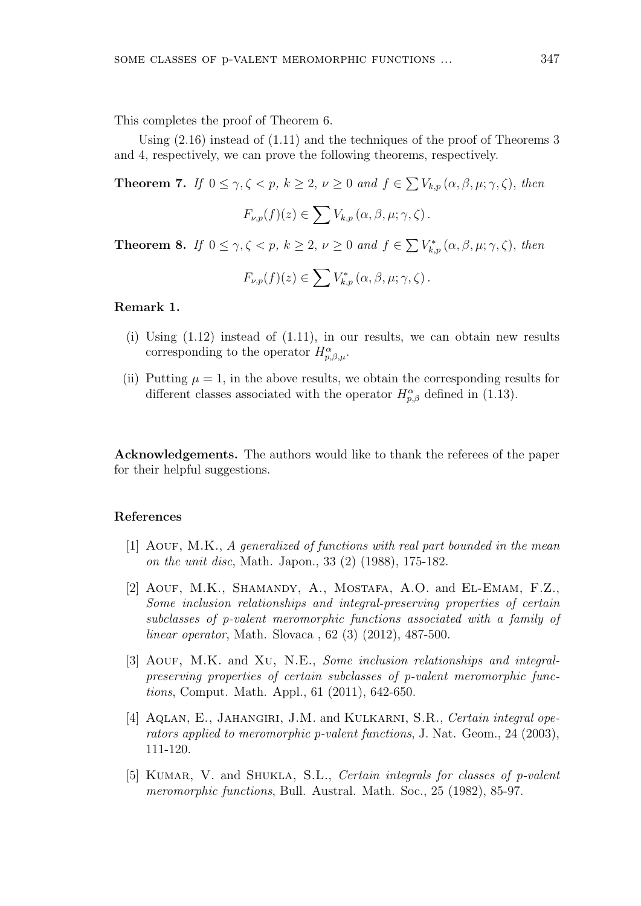This completes the proof of Theorem 6.

Using (2.16) instead of (1.11) and the techniques of the proof of Theorems 3 and 4, respectively, we can prove the following theorems, respectively.

**Theorem 7.** *If* $0 \leq \gamma, \zeta < p$, $k \geq 2$, $\nu \geq 0$ *and* $f \in \sum V_{k,p}(\alpha, \beta, \mu; \gamma, \zeta)$, *then*

$$F_{\nu,p}(f)(z) \in \sum V_{k,p}(\alpha, \beta, \mu; \gamma, \zeta).$$

**Theorem 8.** *If* $0 \leq \gamma, \zeta < p$, $k \geq 2$, $\nu \geq 0$ *and* $f \in \sum V^*_{k,p}(\alpha, \beta, \mu; \gamma, \zeta)$, *then*

$$F_{\nu,p}(f)(z) \in \sum V^*_{k,p}(\alpha, \beta, \mu; \gamma, \zeta).$$

**Remark 1.**

(i) Using (1.12) instead of (1.11), in our results, we can obtain new results corresponding to the operator $H^{\alpha}_{p,\beta,\mu}$.

(ii) Putting $\mu = 1$, in the above results, we obtain the corresponding results for different classes associated with the operator $H^{\alpha}_{p,\beta}$ defined in (1.13).

**Acknowledgements.** The authors would like to thank the referees of the paper for their helpful suggestions.

### References

[1] Aouf, M.K., *A generalized of functions with real part bounded in the mean on the unit disc*, Math. Japon., 33 (2) (1988), 175-182.

[2] Aouf, M.K., Shamandy, A., Mostafa, A.O. and El-Emam, F.Z., *Some inclusion relationships and integral-preserving properties of certain subclasses of p-valent meromorphic functions associated with a family of linear operator*, Math. Slovaca , 62 (3) (2012), 487-500.

[3] Aouf, M.K. and Xu, N.E., *Some inclusion relationships and integral-preserving properties of certain subclasses of p-valent meromorphic functions*, Comput. Math. Appl., 61 (2011), 642-650.

[4] Aqlan, E., Jahangiri, J.M. and Kulkarni, S.R., *Certain integral operators applied to meromorphic p-valent functions*, J. Nat. Geom., 24 (2003), 111-120.

[5] Kumar, V. and Shukla, S.L., *Certain integrals for classes of p-valent meromorphic functions*, Bull. Austral. Math. Soc., 25 (1982), 85-97.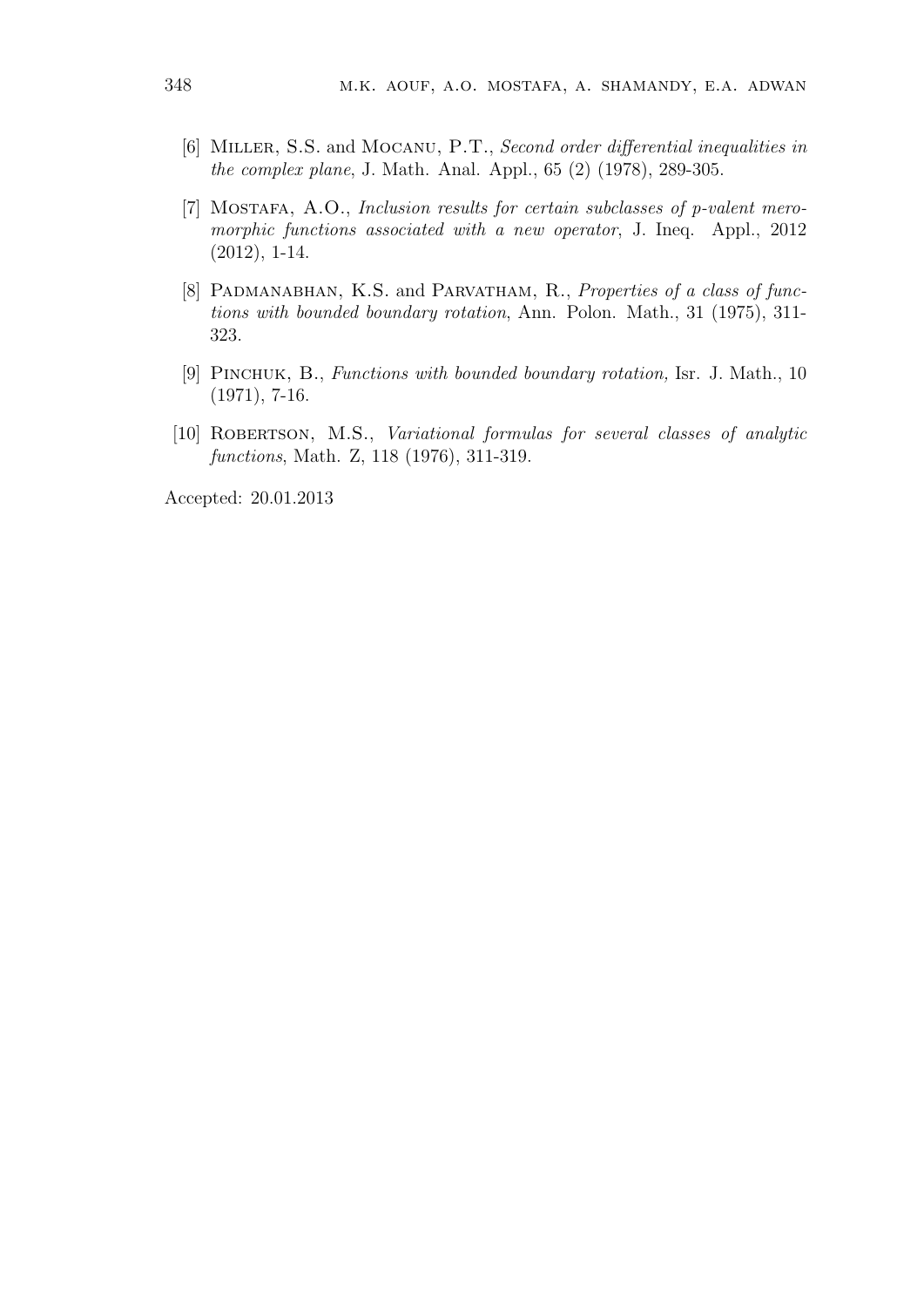[6] Miller, S.S. and Mocanu, P.T., *Second order differential inequalities in the complex plane*, J. Math. Anal. Appl., 65 (2) (1978), 289-305.

[7] Mostafa, A.O., *Inclusion results for certain subclasses of p-valent meromorphic functions associated with a new operator*, J. Ineq. Appl., 2012 (2012), 1-14.

[8] Padmanabhan, K.S. and Parvatham, R., *Properties of a class of functions with bounded boundary rotation*, Ann. Polon. Math., 31 (1975), 311-323.

[9] Pinchuk, B., *Functions with bounded boundary rotation,* Isr. J. Math., 10 (1971), 7-16.

[10] Robertson, M.S., *Variational formulas for several classes of analytic functions*, Math. Z, 118 (1976), 311-319.

Accepted: 20.01.2013